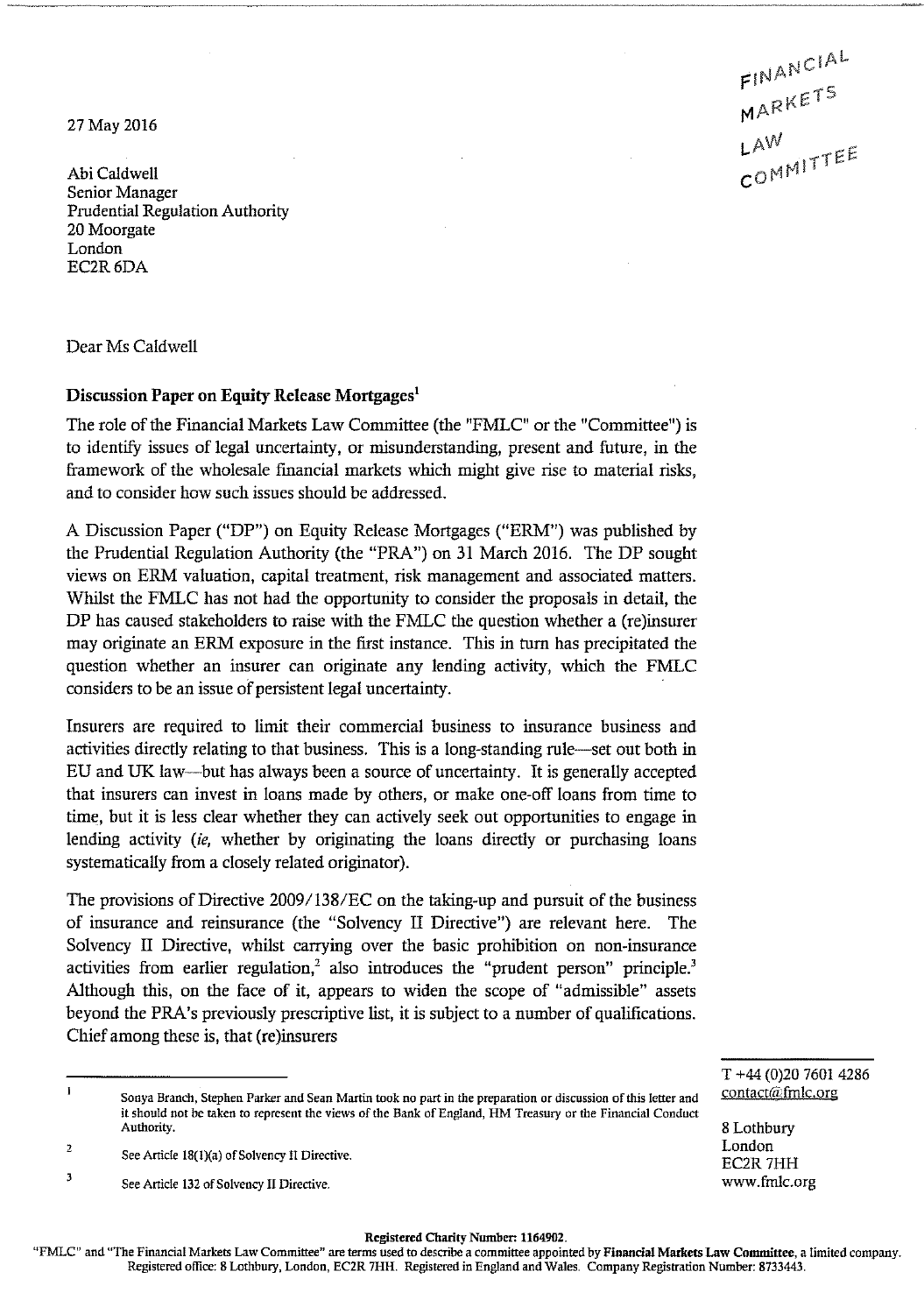FINANCIAL MARKETS LAW COMMITTEE

27 May 2016

Abi Caldwell
Senior Manager
Prudential Regulation Authority
20 Moorgate
London
EC2R 6DA

Dear Ms Caldwell

**Discussion Paper on Equity Release Mortgages**[1]

The role of the Financial Markets Law Committee (the "FMLC" or the "Committee") is to identify issues of legal uncertainty, or misunderstanding, present and future, in the framework of the wholesale financial markets which might give rise to material risks, and to consider how such issues should be addressed.

A Discussion Paper ("DP") on Equity Release Mortgages ("ERM") was published by the Prudential Regulation Authority (the "PRA") on 31 March 2016. The DP sought views on ERM valuation, capital treatment, risk management and associated matters. Whilst the FMLC has not had the opportunity to consider the proposals in detail, the DP has caused stakeholders to raise with the FMLC the question whether a (re)insurer may originate an ERM exposure in the first instance. This in turn has precipitated the question whether an insurer can originate any lending activity, which the FMLC considers to be an issue of persistent legal uncertainty.

Insurers are required to limit their commercial business to insurance business and activities directly relating to that business. This is a long-standing rule—set out both in EU and UK law—but has always been a source of uncertainty. It is generally accepted that insurers can invest in loans made by others, or make one-off loans from time to time, but it is less clear whether they can actively seek out opportunities to engage in lending activity (*ie,* whether by originating the loans directly or purchasing loans systematically from a closely related originator).

The provisions of Directive 2009/138/EC on the taking-up and pursuit of the business of insurance and reinsurance (the "Solvency II Directive") are relevant here. The Solvency II Directive, whilst carrying over the basic prohibition on non-insurance activities from earlier regulation,[2] also introduces the "prudent person" principle.[3] Although this, on the face of it, appears to widen the scope of "admissible" assets beyond the PRA's previously prescriptive list, it is subject to a number of qualifications. Chief among these is, that (re)insurers

---

[1] Sonya Branch, Stephen Parker and Sean Martin took no part in the preparation or discussion of this letter and it should not be taken to represent the views of the Bank of England, HM Treasury or the Financial Conduct Authority.

[2] See Article 18(1)(a) of Solvency II Directive.

[3] See Article 132 of Solvency II Directive.

T +44 (0)20 7601 4286
contact@fmlc.org

8 Lothbury
London
EC2R 7HH
www.fmlc.org

**Registered Charity Number: 1164902.**
"FMLC" and "The Financial Markets Law Committee" are terms used to describe a committee appointed by **Financial Markets Law Committee**, a limited company. Registered office: 8 Lothbury, London, EC2R 7HH. Registered in England and Wales. Company Registration Number: 8733443.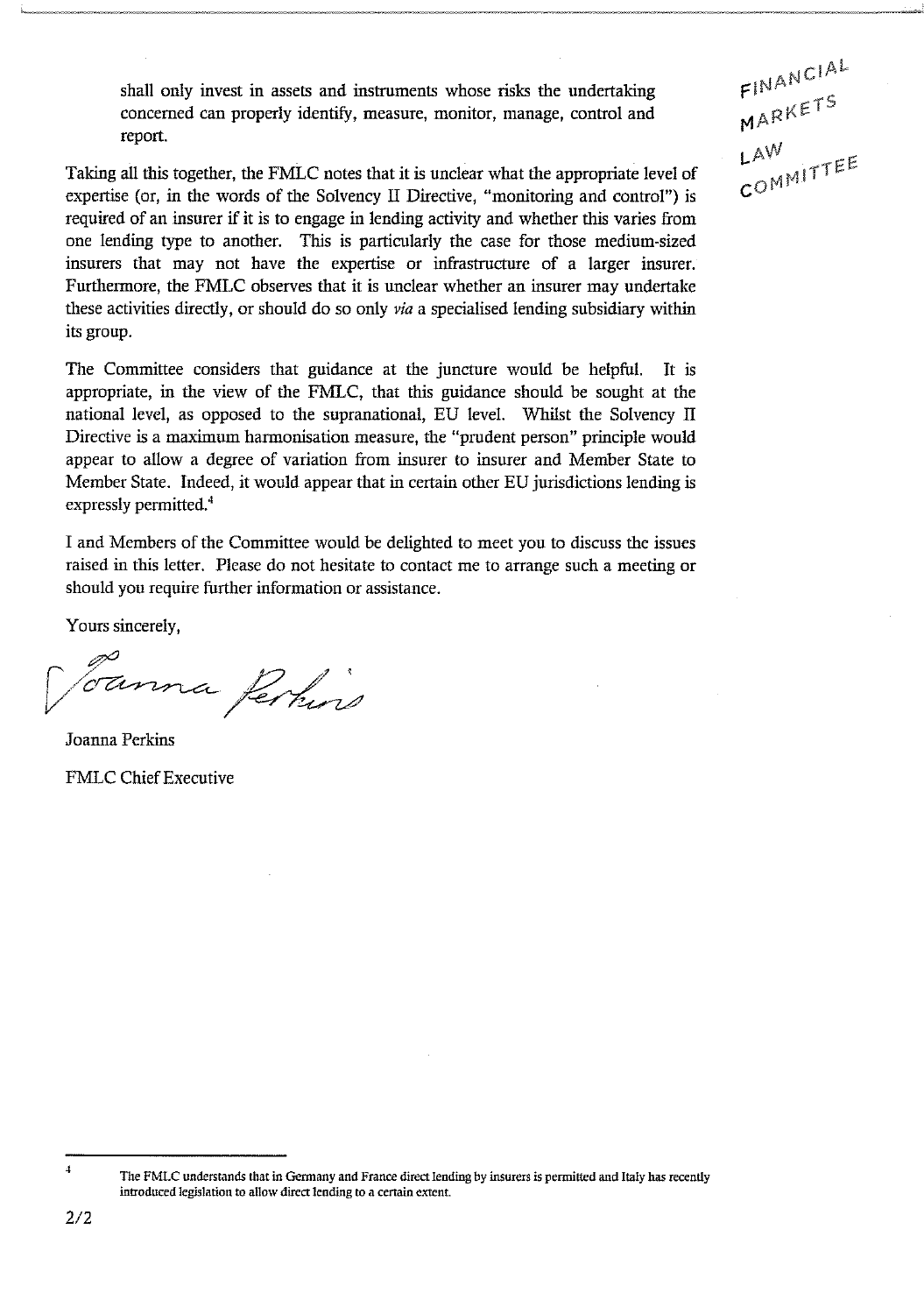shall only invest in assets and instruments whose risks the undertaking concerned can properly identify, measure, monitor, manage, control and report.

Taking all this together, the FMLC notes that it is unclear what the appropriate level of expertise (or, in the words of the Solvency II Directive, "monitoring and control") is required of an insurer if it is to engage in lending activity and whether this varies from one lending type to another. This is particularly the case for those medium-sized insurers that may not have the expertise or infrastructure of a larger insurer. Furthermore, the FMLC observes that it is unclear whether an insurer may undertake these activities directly, or should do so only *via* a specialised lending subsidiary within its group.

The Committee considers that guidance at the juncture would be helpful. It is appropriate, in the view of the FMLC, that this guidance should be sought at the national level, as opposed to the supranational, EU level. Whilst the Solvency II Directive is a maximum harmonisation measure, the "prudent person" principle would appear to allow a degree of variation from insurer to insurer and Member State to Member State. Indeed, it would appear that in certain other EU jurisdictions lending is expressly permitted.[4]

I and Members of the Committee would be delighted to meet you to discuss the issues raised in this letter. Please do not hesitate to contact me to arrange such a meeting or should you require further information or assistance.

Yours sincerely,

Joanna Perkins

Joanna Perkins

FMLC Chief Executive

---

[4] The FMLC understands that in Germany and France direct lending by insurers is permitted and Italy has recently introduced legislation to allow direct lending to a certain extent.